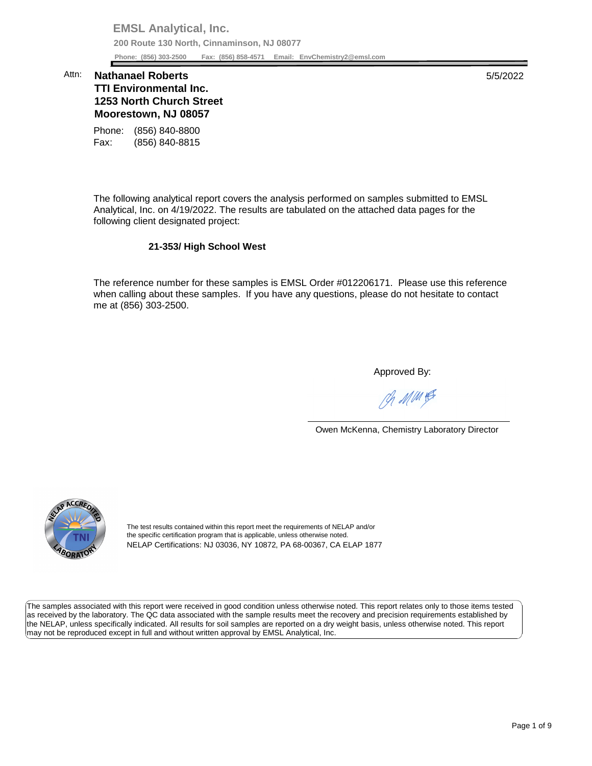**EMSL Analytical, Inc.**

**200 Route 130 North, Cinnaminson, NJ 08077**

**Phone: (856) 303-2500 Fax: (856) 858-4571 Email: EnvChemistry2@emsl.com**

Attn: **Nathanael Roberts**
**TTI Environmental Inc.**
**1253 North Church Street**
**Moorestown, NJ 08057**

5/5/2022

Phone: (856) 840-8800
Fax: (856) 840-8815

The following analytical report covers the analysis performed on samples submitted to EMSL Analytical, Inc. on 4/19/2022. The results are tabulated on the attached data pages for the following client designated project:

**21-353/ High School West**

The reference number for these samples is EMSL Order #012206171. Please use this reference when calling about these samples. If you have any questions, please do not hesitate to contact me at (856) 303-2500.

Approved By:

Owen McKenna, Chemistry Laboratory Director

The test results contained within this report meet the requirements of NELAP and/or the specific certification program that is applicable, unless otherwise noted.
NELAP Certifications: NJ 03036, NY 10872, PA 68-00367, CA ELAP 1877

The samples associated with this report were received in good condition unless otherwise noted. This report relates only to those items tested as received by the laboratory. The QC data associated with the sample results meet the recovery and precision requirements established by the NELAP, unless specifically indicated. All results for soil samples are reported on a dry weight basis, unless otherwise noted. This report may not be reproduced except in full and without written approval by EMSL Analytical, Inc.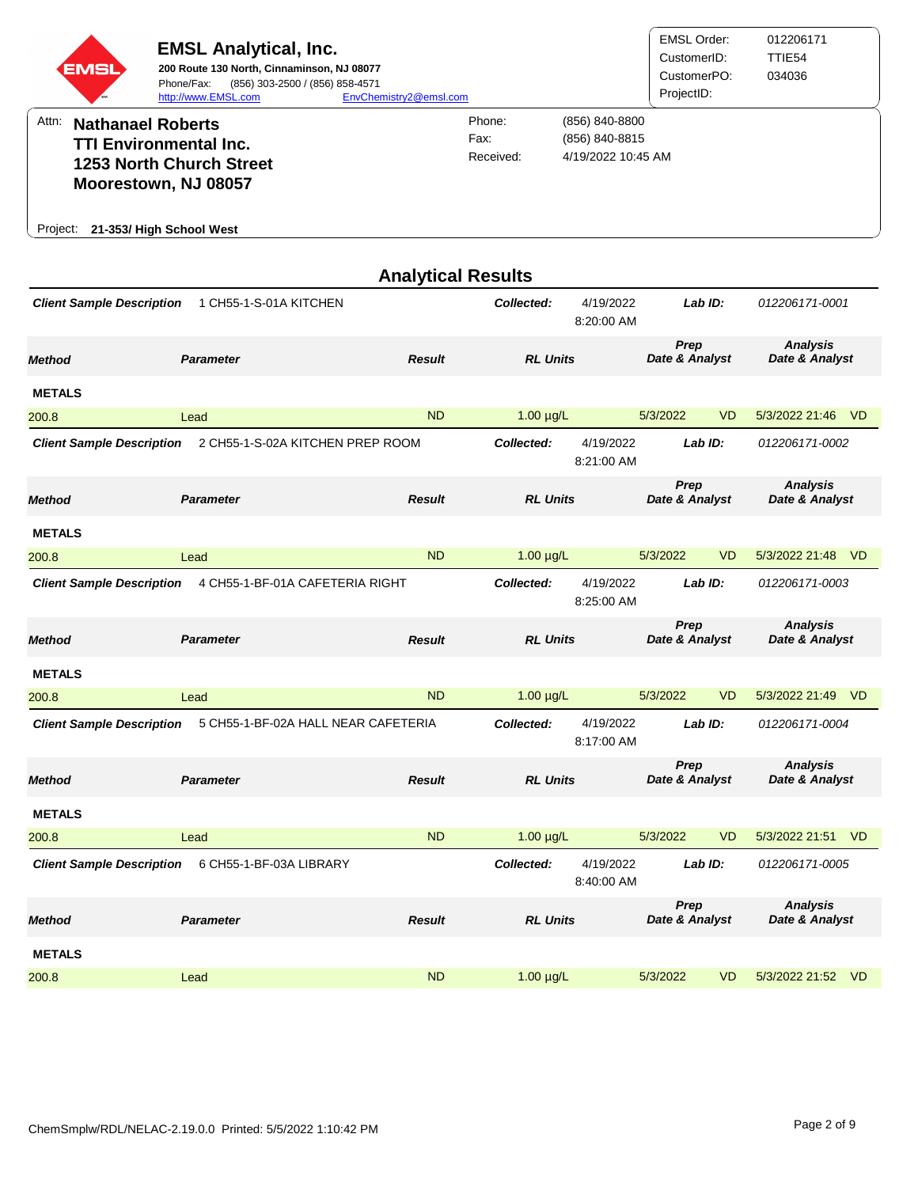**EMSL Analytical, Inc.**
**200 Route 130 North, Cinnaminson, NJ 08077**
Phone/Fax: (856) 303-2500 / (856) 858-4571
http://www.EMSL.com EnvChemistry2@emsl.com

| | |
|---|---|
| EMSL Order: | 012206171 |
| CustomerID: | TTIE54 |
| CustomerPO: | 034036 |
| ProjectID: | |

Attn: **Nathanael Roberts**
**TTI Environmental Inc.**
**1253 North Church Street**
**Moorestown, NJ 08057**

Phone: (856) 840-8800
Fax: (856) 840-8815
Received: 4/19/2022 10:45 AM

Project: **21-353/ High School West**

## Analytical Results

***Client Sample Description*** 1 CH55-1-S-01A KITCHEN — ***Collected:*** 4/19/2022 8:20:00 AM — ***Lab ID:*** *012206171-0001*

| Method | Parameter | Result | RL Units | Prep Date & Analyst | | Analysis Date & Analyst | |
|---|---|---|---|---|---|---|---|
| **METALS** | | | | | | | |
| 200.8 | Lead | ND | 1.00 µg/L | 5/3/2022 | VD | 5/3/2022 21:46 | VD |

***Client Sample Description*** 2 CH55-1-S-02A KITCHEN PREP ROOM — ***Collected:*** 4/19/2022 8:21:00 AM — ***Lab ID:*** *012206171-0002*

| Method | Parameter | Result | RL Units | Prep Date & Analyst | | Analysis Date & Analyst | |
|---|---|---|---|---|---|---|---|
| **METALS** | | | | | | | |
| 200.8 | Lead | ND | 1.00 µg/L | 5/3/2022 | VD | 5/3/2022 21:48 | VD |

***Client Sample Description*** 4 CH55-1-BF-01A CAFETERIA RIGHT — ***Collected:*** 4/19/2022 8:25:00 AM — ***Lab ID:*** *012206171-0003*

| Method | Parameter | Result | RL Units | Prep Date & Analyst | | Analysis Date & Analyst | |
|---|---|---|---|---|---|---|---|
| **METALS** | | | | | | | |
| 200.8 | Lead | ND | 1.00 µg/L | 5/3/2022 | VD | 5/3/2022 21:49 | VD |

***Client Sample Description*** 5 CH55-1-BF-02A HALL NEAR CAFETERIA — ***Collected:*** 4/19/2022 8:17:00 AM — ***Lab ID:*** *012206171-0004*

| Method | Parameter | Result | RL Units | Prep Date & Analyst | | Analysis Date & Analyst | |
|---|---|---|---|---|---|---|---|
| **METALS** | | | | | | | |
| 200.8 | Lead | ND | 1.00 µg/L | 5/3/2022 | VD | 5/3/2022 21:51 | VD |

***Client Sample Description*** 6 CH55-1-BF-03A LIBRARY — ***Collected:*** 4/19/2022 8:40:00 AM — ***Lab ID:*** *012206171-0005*

| Method | Parameter | Result | RL Units | Prep Date & Analyst | | Analysis Date & Analyst | |
|---|---|---|---|---|---|---|---|
| **METALS** | | | | | | | |
| 200.8 | Lead | ND | 1.00 µg/L | 5/3/2022 | VD | 5/3/2022 21:52 | VD |

ChemSmplw/RDL/NELAC-2.19.0.0 Printed: 5/5/2022 1:10:42 PM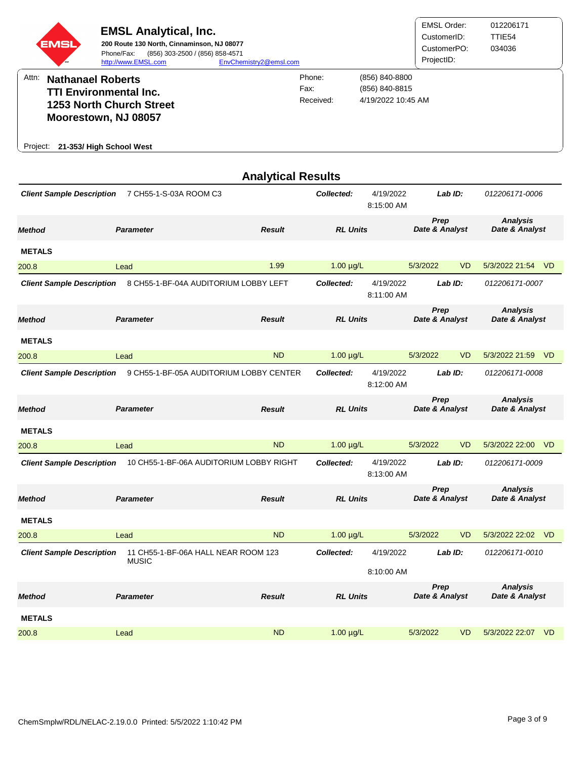**EMSL Analytical, Inc.**
**200 Route 130 North, Cinnaminson, NJ 08077**
Phone/Fax: (856) 303-2500 / (856) 858-4571
http://www.EMSL.com EnvChemistry2@emsl.com

EMSL Order: 012206171
CustomerID: TTIE54
CustomerPO: 034036
ProjectID:

Attn: **Nathanael Roberts**
**TTI Environmental Inc.**
**1253 North Church Street**
**Moorestown, NJ 08057**

Phone: (856) 840-8800
Fax: (856) 840-8815
Received: 4/19/2022 10:45 AM

Project: **21-353/ High School West**

## Analytical Results

**Client Sample Description:** 7 CH55-1-S-03A ROOM C3
**Collected:** 4/19/2022 8:15:00 AM
**Lab ID:** 012206171-0006

| Method | Parameter | Result | RL | Units | Prep Date & Analyst | | Analysis Date & Analyst | |
|---|---|---|---|---|---|---|---|---|
| **METALS** | | | | | | | | |
| 200.8 | Lead | 1.99 | 1.00 | µg/L | 5/3/2022 | VD | 5/3/2022 21:54 | VD |

**Client Sample Description:** 8 CH55-1-BF-04A AUDITORIUM LOBBY LEFT
**Collected:** 4/19/2022 8:11:00 AM
**Lab ID:** 012206171-0007

| Method | Parameter | Result | RL | Units | Prep Date & Analyst | | Analysis Date & Analyst | |
|---|---|---|---|---|---|---|---|---|
| **METALS** | | | | | | | | |
| 200.8 | Lead | ND | 1.00 | µg/L | 5/3/2022 | VD | 5/3/2022 21:59 | VD |

**Client Sample Description:** 9 CH55-1-BF-05A AUDITORIUM LOBBY CENTER
**Collected:** 4/19/2022 8:12:00 AM
**Lab ID:** 012206171-0008

| Method | Parameter | Result | RL | Units | Prep Date & Analyst | | Analysis Date & Analyst | |
|---|---|---|---|---|---|---|---|---|
| **METALS** | | | | | | | | |
| 200.8 | Lead | ND | 1.00 | µg/L | 5/3/2022 | VD | 5/3/2022 22:00 | VD |

**Client Sample Description:** 10 CH55-1-BF-06A AUDITORIUM LOBBY RIGHT
**Collected:** 4/19/2022 8:13:00 AM
**Lab ID:** 012206171-0009

| Method | Parameter | Result | RL | Units | Prep Date & Analyst | | Analysis Date & Analyst | |
|---|---|---|---|---|---|---|---|---|
| **METALS** | | | | | | | | |
| 200.8 | Lead | ND | 1.00 | µg/L | 5/3/2022 | VD | 5/3/2022 22:02 | VD |

**Client Sample Description:** 11 CH55-1-BF-06A HALL NEAR ROOM 123 MUSIC
**Collected:** 4/19/2022 8:10:00 AM
**Lab ID:** 012206171-0010

| Method | Parameter | Result | RL | Units | Prep Date & Analyst | | Analysis Date & Analyst | |
|---|---|---|---|---|---|---|---|---|
| **METALS** | | | | | | | | |
| 200.8 | Lead | ND | 1.00 | µg/L | 5/3/2022 | VD | 5/3/2022 22:07 | VD |

ChemSmplw/RDL/NELAC-2.19.0.0 Printed: 5/5/2022 1:10:42 PM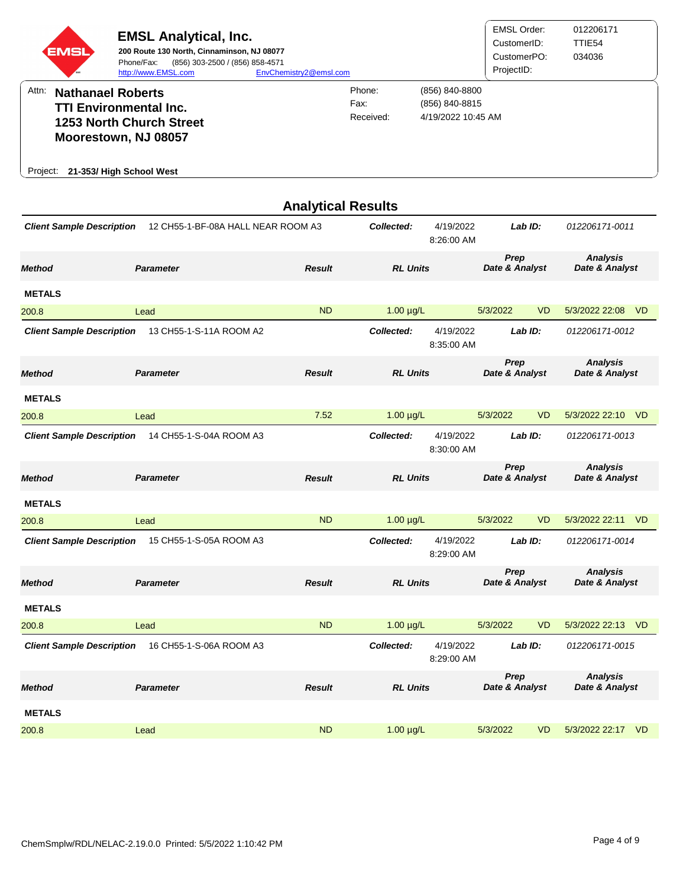**EMSL Analytical, Inc.**
**200 Route 130 North, Cinnaminson, NJ 08077**
Phone/Fax: (856) 303-2500 / (856) 858-4571
http://www.EMSL.com EnvChemistry2@emsl.com

EMSL Order: 012206171
CustomerID: TTIE54
CustomerPO: 034036
ProjectID:

Attn: **Nathanael Roberts**
**TTI Environmental Inc.**
**1253 North Church Street**
**Moorestown, NJ 08057**

Phone: (856) 840-8800
Fax: (856) 840-8815
Received: 4/19/2022 10:45 AM

Project: **21-353/ High School West**

## Analytical Results

***Client Sample Description*** 12 CH55-1-BF-08A HALL NEAR ROOM A3 — ***Collected:*** 4/19/2022 8:26:00 AM — ***Lab ID:*** *012206171-0011*

| Method | Parameter | Result | RL Units | Prep Date & Analyst | | Analysis Date & Analyst | |
|---|---|---|---|---|---|---|---|
| **METALS** | | | | | | | |
| 200.8 | Lead | ND | 1.00 µg/L | 5/3/2022 | VD | 5/3/2022 22:08 | VD |

***Client Sample Description*** 13 CH55-1-S-11A ROOM A2 — ***Collected:*** 4/19/2022 8:35:00 AM — ***Lab ID:*** *012206171-0012*

| Method | Parameter | Result | RL Units | Prep Date & Analyst | | Analysis Date & Analyst | |
|---|---|---|---|---|---|---|---|
| **METALS** | | | | | | | |
| 200.8 | Lead | 7.52 | 1.00 µg/L | 5/3/2022 | VD | 5/3/2022 22:10 | VD |

***Client Sample Description*** 14 CH55-1-S-04A ROOM A3 — ***Collected:*** 4/19/2022 8:30:00 AM — ***Lab ID:*** *012206171-0013*

| Method | Parameter | Result | RL Units | Prep Date & Analyst | | Analysis Date & Analyst | |
|---|---|---|---|---|---|---|---|
| **METALS** | | | | | | | |
| 200.8 | Lead | ND | 1.00 µg/L | 5/3/2022 | VD | 5/3/2022 22:11 | VD |

***Client Sample Description*** 15 CH55-1-S-05A ROOM A3 — ***Collected:*** 4/19/2022 8:29:00 AM — ***Lab ID:*** *012206171-0014*

| Method | Parameter | Result | RL Units | Prep Date & Analyst | | Analysis Date & Analyst | |
|---|---|---|---|---|---|---|---|
| **METALS** | | | | | | | |
| 200.8 | Lead | ND | 1.00 µg/L | 5/3/2022 | VD | 5/3/2022 22:13 | VD |

***Client Sample Description*** 16 CH55-1-S-06A ROOM A3 — ***Collected:*** 4/19/2022 8:29:00 AM — ***Lab ID:*** *012206171-0015*

| Method | Parameter | Result | RL Units | Prep Date & Analyst | | Analysis Date & Analyst | |
|---|---|---|---|---|---|---|---|
| **METALS** | | | | | | | |
| 200.8 | Lead | ND | 1.00 µg/L | 5/3/2022 | VD | 5/3/2022 22:17 | VD |

ChemSmplw/RDL/NELAC-2.19.0.0 Printed: 5/5/2022 1:10:42 PM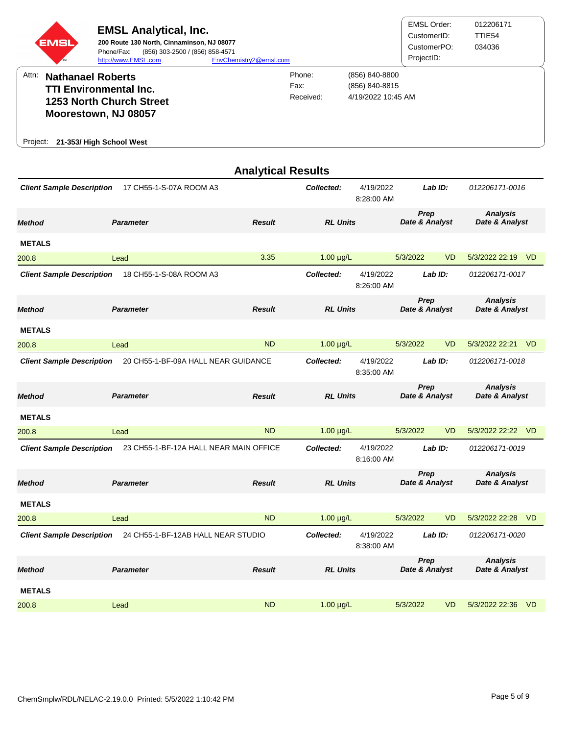**EMSL Analytical, Inc.**
200 Route 130 North, Cinnaminson, NJ 08077
Phone/Fax: (856) 303-2500 / (856) 858-4571
http://www.EMSL.com EnvChemistry2@emsl.com

EMSL Order: 012206171
CustomerID: TTIE54
CustomerPO: 034036
ProjectID:

Attn: **Nathanael Roberts**
**TTI Environmental Inc.**
**1253 North Church Street**
**Moorestown, NJ 08057**

Phone: (856) 840-8800
Fax: (856) 840-8815
Received: 4/19/2022 10:45 AM

Project: **21-353/ High School West**

## Analytical Results

**Client Sample Description** 17 CH55-1-S-07A ROOM A3 — **Collected:** 4/19/2022 8:28:00 AM — **Lab ID:** 012206171-0016

| Method | Parameter | Result | RL | Units | Prep Date & Analyst | | Analysis Date & Analyst | |
|---|---|---|---|---|---|---|---|---|
| **METALS** | | | | | | | | |
| 200.8 | Lead | 3.35 | 1.00 | µg/L | 5/3/2022 | VD | 5/3/2022 22:19 | VD |

**Client Sample Description** 18 CH55-1-S-08A ROOM A3 — **Collected:** 4/19/2022 8:26:00 AM — **Lab ID:** 012206171-0017

| Method | Parameter | Result | RL | Units | Prep Date & Analyst | | Analysis Date & Analyst | |
|---|---|---|---|---|---|---|---|---|
| **METALS** | | | | | | | | |
| 200.8 | Lead | ND | 1.00 | µg/L | 5/3/2022 | VD | 5/3/2022 22:21 | VD |

**Client Sample Description** 20 CH55-1-BF-09A HALL NEAR GUIDANCE — **Collected:** 4/19/2022 8:35:00 AM — **Lab ID:** 012206171-0018

| Method | Parameter | Result | RL | Units | Prep Date & Analyst | | Analysis Date & Analyst | |
|---|---|---|---|---|---|---|---|---|
| **METALS** | | | | | | | | |
| 200.8 | Lead | ND | 1.00 | µg/L | 5/3/2022 | VD | 5/3/2022 22:22 | VD |

**Client Sample Description** 23 CH55-1-BF-12A HALL NEAR MAIN OFFICE — **Collected:** 4/19/2022 8:16:00 AM — **Lab ID:** 012206171-0019

| Method | Parameter | Result | RL | Units | Prep Date & Analyst | | Analysis Date & Analyst | |
|---|---|---|---|---|---|---|---|---|
| **METALS** | | | | | | | | |
| 200.8 | Lead | ND | 1.00 | µg/L | 5/3/2022 | VD | 5/3/2022 22:28 | VD |

**Client Sample Description** 24 CH55-1-BF-12AB HALL NEAR STUDIO — **Collected:** 4/19/2022 8:38:00 AM — **Lab ID:** 012206171-0020

| Method | Parameter | Result | RL | Units | Prep Date & Analyst | | Analysis Date & Analyst | |
|---|---|---|---|---|---|---|---|---|
| **METALS** | | | | | | | | |
| 200.8 | Lead | ND | 1.00 | µg/L | 5/3/2022 | VD | 5/3/2022 22:36 | VD |

ChemSmplw/RDL/NELAC-2.19.0.0 Printed: 5/5/2022 1:10:42 PM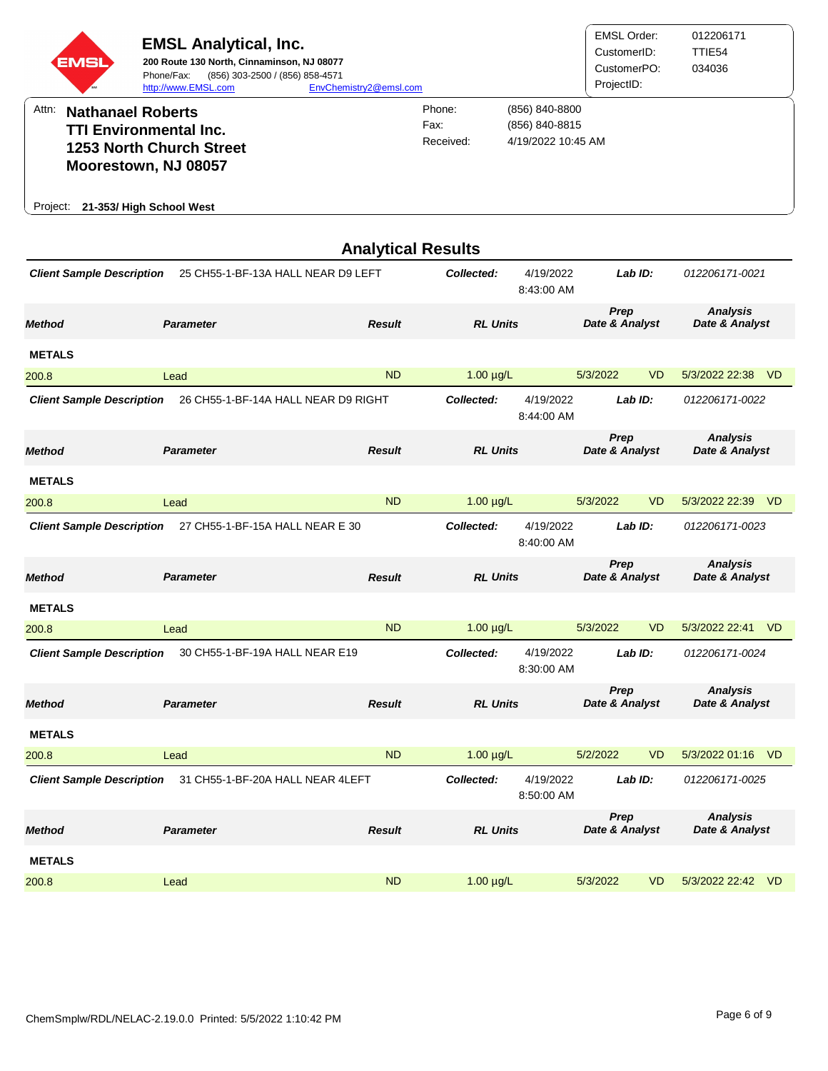**EMSL Analytical, Inc.**
**200 Route 130 North, Cinnaminson, NJ 08077**
Phone/Fax: (856) 303-2500 / (856) 858-4571
http://www.EMSL.com EnvChemistry2@emsl.com

EMSL Order: 012206171
CustomerID: TTIE54
CustomerPO: 034036
ProjectID:

Attn: **Nathanael Roberts**
**TTI Environmental Inc.**
**1253 North Church Street**
**Moorestown, NJ 08057**

Phone: (856) 840-8800
Fax: (856) 840-8815
Received: 4/19/2022 10:45 AM

Project: **21-353/ High School West**

## Analytical Results

**Client Sample Description** 25 CH55-1-BF-13A HALL NEAR D9 LEFT — **Collected:** 4/19/2022 8:43:00 AM — **Lab ID:** 012206171-0021

| Method | Parameter | Result | RL Units | Prep Date & Analyst | | Analysis Date & Analyst | |
|---|---|---|---|---|---|---|---|
| **METALS** | | | | | | | |
| 200.8 | Lead | ND | 1.00 µg/L | 5/3/2022 | VD | 5/3/2022 22:38 | VD |

**Client Sample Description** 26 CH55-1-BF-14A HALL NEAR D9 RIGHT — **Collected:** 4/19/2022 8:44:00 AM — **Lab ID:** 012206171-0022

| Method | Parameter | Result | RL Units | Prep Date & Analyst | | Analysis Date & Analyst | |
|---|---|---|---|---|---|---|---|
| **METALS** | | | | | | | |
| 200.8 | Lead | ND | 1.00 µg/L | 5/3/2022 | VD | 5/3/2022 22:39 | VD |

**Client Sample Description** 27 CH55-1-BF-15A HALL NEAR E 30 — **Collected:** 4/19/2022 8:40:00 AM — **Lab ID:** 012206171-0023

| Method | Parameter | Result | RL Units | Prep Date & Analyst | | Analysis Date & Analyst | |
|---|---|---|---|---|---|---|---|
| **METALS** | | | | | | | |
| 200.8 | Lead | ND | 1.00 µg/L | 5/3/2022 | VD | 5/3/2022 22:41 | VD |

**Client Sample Description** 30 CH55-1-BF-19A HALL NEAR E19 — **Collected:** 4/19/2022 8:30:00 AM — **Lab ID:** 012206171-0024

| Method | Parameter | Result | RL Units | Prep Date & Analyst | | Analysis Date & Analyst | |
|---|---|---|---|---|---|---|---|
| **METALS** | | | | | | | |
| 200.8 | Lead | ND | 1.00 µg/L | 5/2/2022 | VD | 5/3/2022 01:16 | VD |

**Client Sample Description** 31 CH55-1-BF-20A HALL NEAR 4LEFT — **Collected:** 4/19/2022 8:50:00 AM — **Lab ID:** 012206171-0025

| Method | Parameter | Result | RL Units | Prep Date & Analyst | | Analysis Date & Analyst | |
|---|---|---|---|---|---|---|---|
| **METALS** | | | | | | | |
| 200.8 | Lead | ND | 1.00 µg/L | 5/3/2022 | VD | 5/3/2022 22:42 | VD |

ChemSmplw/RDL/NELAC-2.19.0.0 Printed: 5/5/2022 1:10:42 PM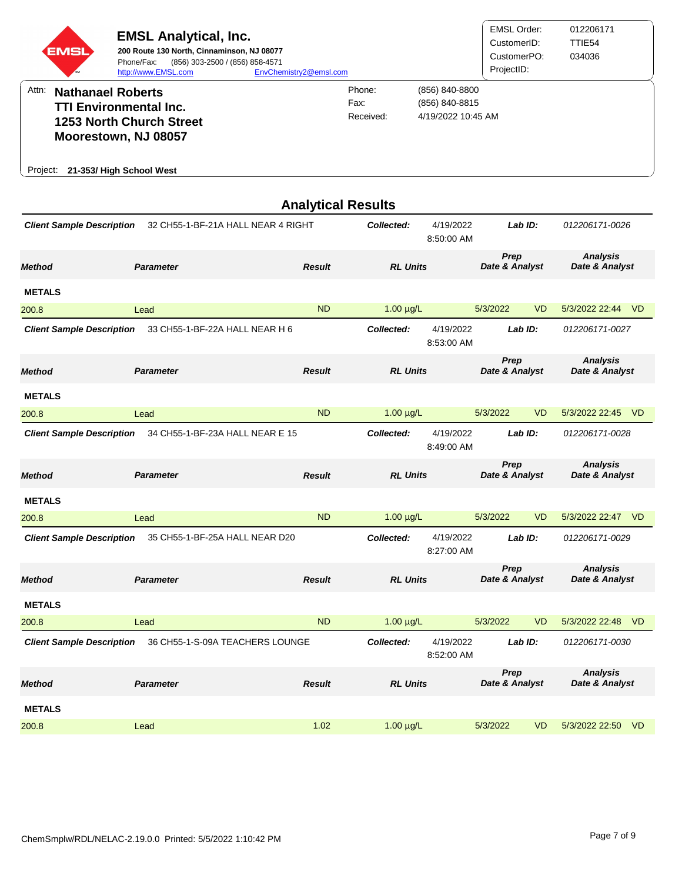**EMSL Analytical, Inc.**

**200 Route 130 North, Cinnaminson, NJ 08077**

Phone/Fax: (856) 303-2500 / (856) 858-4571

http://www.EMSL.com EnvChemistry2@emsl.com

EMSL Order: 012206171
CustomerID: TTIE54
CustomerPO: 034036
ProjectID:

Attn: **Nathanael Roberts**
**TTI Environmental Inc.**
**1253 North Church Street**
**Moorestown, NJ 08057**

Phone: (856) 840-8800
Fax: (856) 840-8815
Received: 4/19/2022 10:45 AM

Project: **21-353/ High School West**

## Analytical Results

**Client Sample Description** 32 CH55-1-BF-21A HALL NEAR 4 RIGHT — **Collected:** 4/19/2022 8:50:00 AM — **Lab ID:** 012206171-0026

| Method | Parameter | Result | RL Units | Prep Date & Analyst | | Analysis Date & Analyst | |
|---|---|---|---|---|---|---|---|
| **METALS** | | | | | | | |
| 200.8 | Lead | ND | 1.00 µg/L | 5/3/2022 | VD | 5/3/2022 22:44 | VD |

**Client Sample Description** 33 CH55-1-BF-22A HALL NEAR H 6 — **Collected:** 4/19/2022 8:53:00 AM — **Lab ID:** 012206171-0027

| Method | Parameter | Result | RL Units | Prep Date & Analyst | | Analysis Date & Analyst | |
|---|---|---|---|---|---|---|---|
| **METALS** | | | | | | | |
| 200.8 | Lead | ND | 1.00 µg/L | 5/3/2022 | VD | 5/3/2022 22:45 | VD |

**Client Sample Description** 34 CH55-1-BF-23A HALL NEAR E 15 — **Collected:** 4/19/2022 8:49:00 AM — **Lab ID:** 012206171-0028

| Method | Parameter | Result | RL Units | Prep Date & Analyst | | Analysis Date & Analyst | |
|---|---|---|---|---|---|---|---|
| **METALS** | | | | | | | |
| 200.8 | Lead | ND | 1.00 µg/L | 5/3/2022 | VD | 5/3/2022 22:47 | VD |

**Client Sample Description** 35 CH55-1-BF-25A HALL NEAR D20 — **Collected:** 4/19/2022 8:27:00 AM — **Lab ID:** 012206171-0029

| Method | Parameter | Result | RL Units | Prep Date & Analyst | | Analysis Date & Analyst | |
|---|---|---|---|---|---|---|---|
| **METALS** | | | | | | | |
| 200.8 | Lead | ND | 1.00 µg/L | 5/3/2022 | VD | 5/3/2022 22:48 | VD |

**Client Sample Description** 36 CH55-1-S-09A TEACHERS LOUNGE — **Collected:** 4/19/2022 8:52:00 AM — **Lab ID:** 012206171-0030

| Method | Parameter | Result | RL Units | Prep Date & Analyst | | Analysis Date & Analyst | |
|---|---|---|---|---|---|---|---|
| **METALS** | | | | | | | |
| 200.8 | Lead | 1.02 | 1.00 µg/L | 5/3/2022 | VD | 5/3/2022 22:50 | VD |

ChemSmplw/RDL/NELAC-2.19.0.0 Printed: 5/5/2022 1:10:42 PM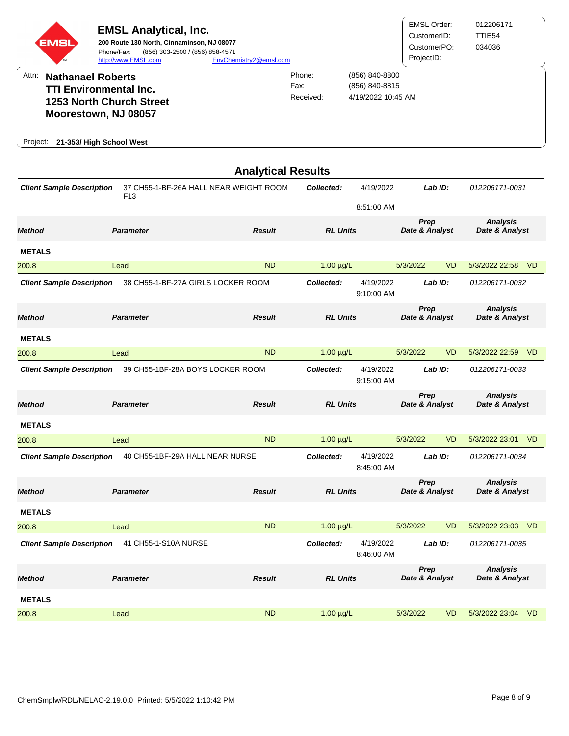**EMSL Analytical, Inc.**
**200 Route 130 North, Cinnaminson, NJ 08077**
Phone/Fax: (856) 303-2500 / (856) 858-4571
http://www.EMSL.com EnvChemistry2@emsl.com

EMSL Order: 012206171
CustomerID: TTIE54
CustomerPO: 034036
ProjectID:

Attn: **Nathanael Roberts**
**TTI Environmental Inc.**
**1253 North Church Street**
**Moorestown, NJ 08057**

Phone: (856) 840-8800
Fax: (856) 840-8815
Received: 4/19/2022 10:45 AM

Project: **21-353/ High School West**

## Analytical Results

***Client Sample Description*** 37 CH55-1-BF-26A HALL NEAR WEIGHT ROOM F13 — ***Collected:*** 4/19/2022 8:51:00 AM — ***Lab ID:*** *012206171-0031*

| Method | Parameter | Result | RL Units | Prep Date & Analyst | | Analysis Date & Analyst | |
|---|---|---|---|---|---|---|---|
| **METALS** | | | | | | | |
| 200.8 | Lead | ND | 1.00 µg/L | 5/3/2022 | VD | 5/3/2022 22:58 | VD |

***Client Sample Description*** 38 CH55-1-BF-27A GIRLS LOCKER ROOM — ***Collected:*** 4/19/2022 9:10:00 AM — ***Lab ID:*** *012206171-0032*

| Method | Parameter | Result | RL Units | Prep Date & Analyst | | Analysis Date & Analyst | |
|---|---|---|---|---|---|---|---|
| **METALS** | | | | | | | |
| 200.8 | Lead | ND | 1.00 µg/L | 5/3/2022 | VD | 5/3/2022 22:59 | VD |

***Client Sample Description*** 39 CH55-1BF-28A BOYS LOCKER ROOM — ***Collected:*** 4/19/2022 9:15:00 AM — ***Lab ID:*** *012206171-0033*

| Method | Parameter | Result | RL Units | Prep Date & Analyst | | Analysis Date & Analyst | |
|---|---|---|---|---|---|---|---|
| **METALS** | | | | | | | |
| 200.8 | Lead | ND | 1.00 µg/L | 5/3/2022 | VD | 5/3/2022 23:01 | VD |

***Client Sample Description*** 40 CH55-1BF-29A HALL NEAR NURSE — ***Collected:*** 4/19/2022 8:45:00 AM — ***Lab ID:*** *012206171-0034*

| Method | Parameter | Result | RL Units | Prep Date & Analyst | | Analysis Date & Analyst | |
|---|---|---|---|---|---|---|---|
| **METALS** | | | | | | | |
| 200.8 | Lead | ND | 1.00 µg/L | 5/3/2022 | VD | 5/3/2022 23:03 | VD |

***Client Sample Description*** 41 CH55-1-S10A NURSE — ***Collected:*** 4/19/2022 8:46:00 AM — ***Lab ID:*** *012206171-0035*

| Method | Parameter | Result | RL Units | Prep Date & Analyst | | Analysis Date & Analyst | |
|---|---|---|---|---|---|---|---|
| **METALS** | | | | | | | |
| 200.8 | Lead | ND | 1.00 µg/L | 5/3/2022 | VD | 5/3/2022 23:04 | VD |

ChemSmplw/RDL/NELAC-2.19.0.0 Printed: 5/5/2022 1:10:42 PM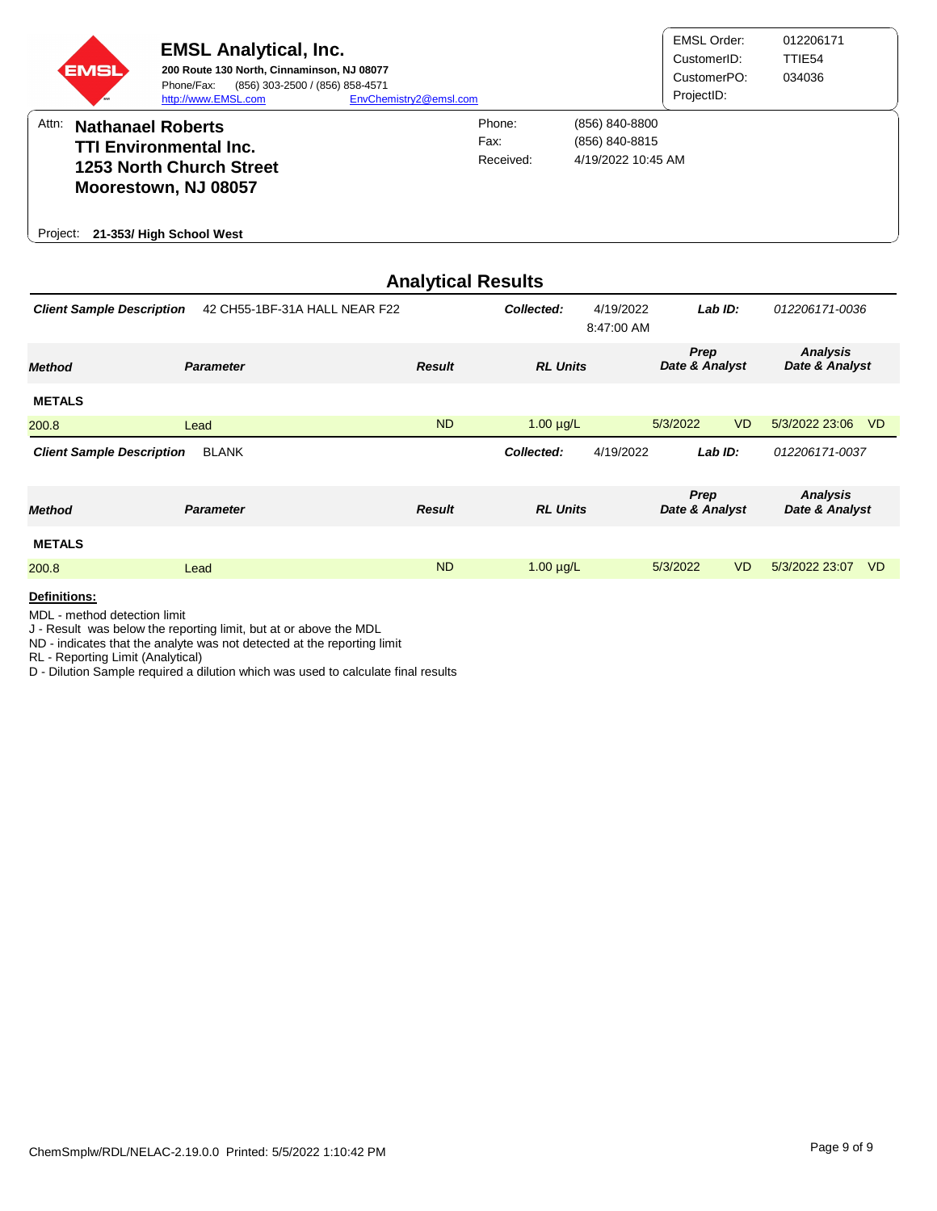**EMSL Analytical, Inc.**

**200 Route 130 North, Cinnaminson, NJ 08077**

Phone/Fax: (856) 303-2500 / (856) 858-4571

http://www.EMSL.com EnvChemistry2@emsl.com

EMSL Order: 012206171
CustomerID: TTIE54
CustomerPO: 034036
ProjectID:

Attn: **Nathanael Roberts**
**TTI Environmental Inc.**
**1253 North Church Street**
**Moorestown, NJ 08057**

Phone: (856) 840-8800
Fax: (856) 840-8815
Received: 4/19/2022 10:45 AM

Project: **21-353/ High School West**

## Analytical Results

***Client Sample Description*** 42 CH55-1BF-31A HALL NEAR F22 — ***Collected:*** 4/19/2022 8:47:00 AM — ***Lab ID:*** *012206171-0036*

| *Method* | *Parameter* | *Result* | *RL Units* | *Prep Date & Analyst* | | *Analysis Date & Analyst* | |
|---|---|---|---|---|---|---|---|
| **METALS** | | | | | | | |
| 200.8 | Lead | ND | 1.00 µg/L | 5/3/2022 | VD | 5/3/2022 23:06 | VD |

***Client Sample Description*** BLANK — ***Collected:*** 4/19/2022 — ***Lab ID:*** *012206171-0037*

| *Method* | *Parameter* | *Result* | *RL Units* | *Prep Date & Analyst* | | *Analysis Date & Analyst* | |
|---|---|---|---|---|---|---|---|
| **METALS** | | | | | | | |
| 200.8 | Lead | ND | 1.00 µg/L | 5/3/2022 | VD | 5/3/2022 23:07 | VD |

**Definitions:**

MDL - method detection limit
J - Result was below the reporting limit, but at or above the MDL
ND - indicates that the analyte was not detected at the reporting limit
RL - Reporting Limit (Analytical)
D - Dilution Sample required a dilution which was used to calculate final results

ChemSmplw/RDL/NELAC-2.19.0.0 Printed: 5/5/2022 1:10:42 PM